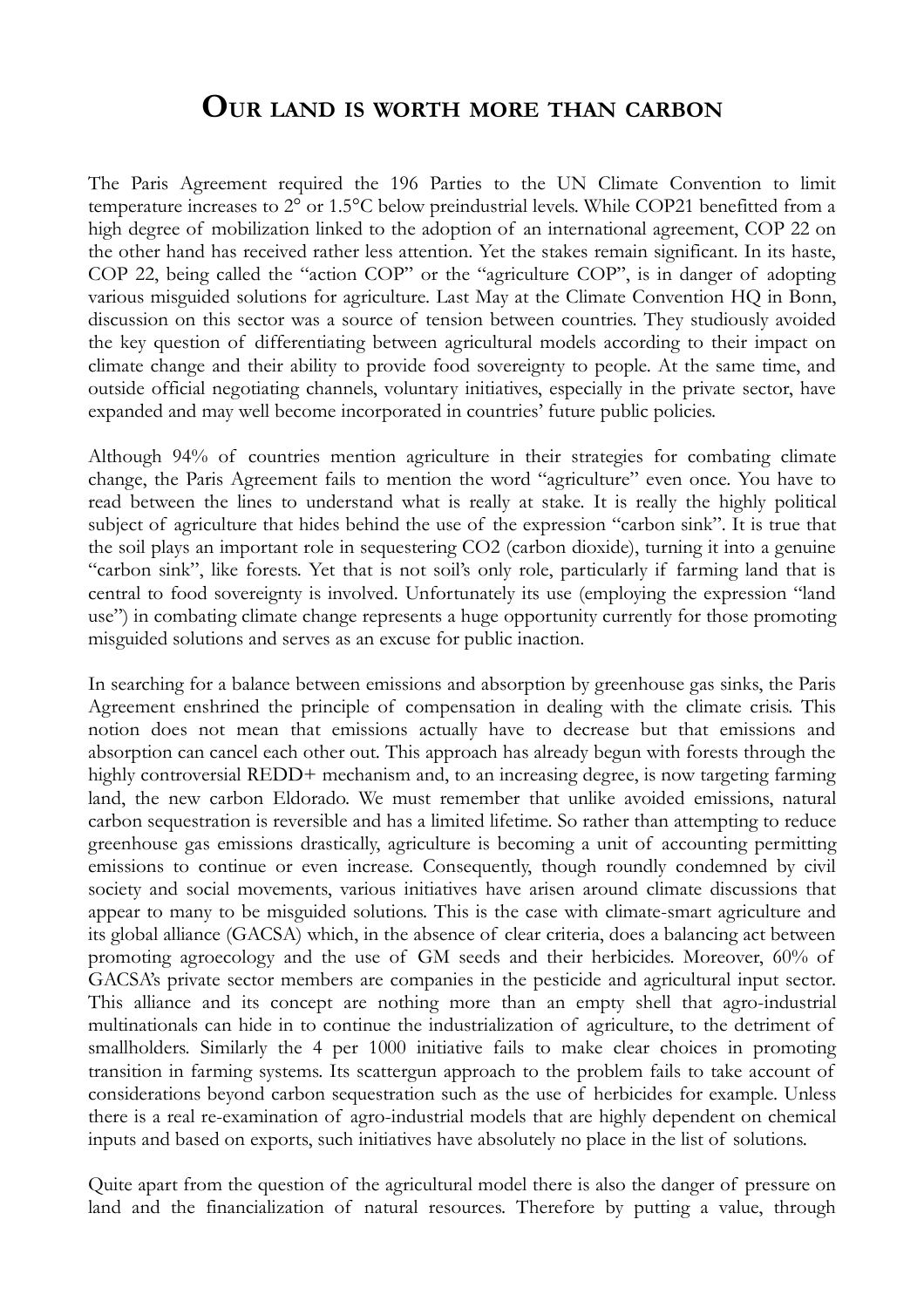# Our land is worth more than carbon

The Paris Agreement required the 196 Parties to the UN Climate Convention to limit temperature increases to 2° or 1.5°C below preindustrial levels. While COP21 benefitted from a high degree of mobilization linked to the adoption of an international agreement, COP 22 on the other hand has received rather less attention. Yet the stakes remain significant. In its haste, COP 22, being called the "action COP" or the "agriculture COP", is in danger of adopting various misguided solutions for agriculture. Last May at the Climate Convention HQ in Bonn, discussion on this sector was a source of tension between countries. They studiously avoided the key question of differentiating between agricultural models according to their impact on climate change and their ability to provide food sovereignty to people. At the same time, and outside official negotiating channels, voluntary initiatives, especially in the private sector, have expanded and may well become incorporated in countries' future public policies.

Although 94% of countries mention agriculture in their strategies for combating climate change, the Paris Agreement fails to mention the word "agriculture" even once. You have to read between the lines to understand what is really at stake. It is really the highly political subject of agriculture that hides behind the use of the expression "carbon sink". It is true that the soil plays an important role in sequestering $CO_2$ (carbon dioxide), turning it into a genuine "carbon sink", like forests. Yet that is not soil's only role, particularly if farming land that is central to food sovereignty is involved. Unfortunately its use (employing the expression "land use") in combating climate change represents a huge opportunity currently for those promoting misguided solutions and serves as an excuse for public inaction.

In searching for a balance between emissions and absorption by greenhouse gas sinks, the Paris Agreement enshrined the principle of compensation in dealing with the climate crisis. This notion does not mean that emissions actually have to decrease but that emissions and absorption can cancel each other out. This approach has already begun with forests through the highly controversial REDD+ mechanism and, to an increasing degree, is now targeting farming land, the new carbon Eldorado. We must remember that unlike avoided emissions, natural carbon sequestration is reversible and has a limited lifetime. So rather than attempting to reduce greenhouse gas emissions drastically, agriculture is becoming a unit of accounting permitting emissions to continue or even increase. Consequently, though roundly condemned by civil society and social movements, various initiatives have arisen around climate discussions that appear to many to be misguided solutions. This is the case with climate-smart agriculture and its global alliance (GACSA) which, in the absence of clear criteria, does a balancing act between promoting agroecology and the use of GM seeds and their herbicides. Moreover, 60% of GACSA's private sector members are companies in the pesticide and agricultural input sector. This alliance and its concept are nothing more than an empty shell that agro-industrial multinationals can hide in to continue the industrialization of agriculture, to the detriment of smallholders. Similarly the 4 per 1000 initiative fails to make clear choices in promoting transition in farming systems. Its scattergun approach to the problem fails to take account of considerations beyond carbon sequestration such as the use of herbicides for example. Unless there is a real re-examination of agro-industrial models that are highly dependent on chemical inputs and based on exports, such initiatives have absolutely no place in the list of solutions.

Quite apart from the question of the agricultural model there is also the danger of pressure on land and the financialization of natural resources. Therefore by putting a value, through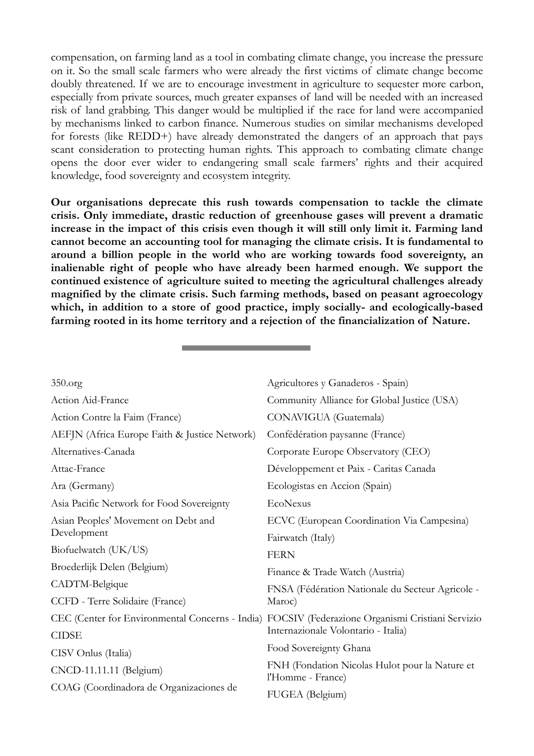compensation, on farming land as a tool in combating climate change, you increase the pressure on it. So the small scale farmers who were already the first victims of climate change become doubly threatened. If we are to encourage investment in agriculture to sequester more carbon, especially from private sources, much greater expanses of land will be needed with an increased risk of land grabbing. This danger would be multiplied if the race for land were accompanied by mechanisms linked to carbon finance. Numerous studies on similar mechanisms developed for forests (like REDD+) have already demonstrated the dangers of an approach that pays scant consideration to protecting human rights. This approach to combating climate change opens the door ever wider to endangering small scale farmers' rights and their acquired knowledge, food sovereignty and ecosystem integrity.

**Our organisations deprecate this rush towards compensation to tackle the climate crisis. Only immediate, drastic reduction of greenhouse gases will prevent a dramatic increase in the impact of this crisis even though it will still only limit it. Farming land cannot become an accounting tool for managing the climate crisis. It is fundamental to around a billion people in the world who are working towards food sovereignty, an inalienable right of people who have already been harmed enough. We support the continued existence of agriculture suited to meeting the agricultural challenges already magnified by the climate crisis. Such farming methods, based on peasant agroecology which, in addition to a store of good practice, imply socially- and ecologically-based farming rooted in its home territory and a rejection of the financialization of Nature.**

---

350.org
Action Aid-France
Action Contre la Faim (France)
AEFJN (Africa Europe Faith & Justice Network)
Alternatives-Canada
Attac-France
Ara (Germany)
Asia Pacific Network for Food Sovereignty
Asian Peoples' Movement on Debt and Development
Biofuelwatch (UK/US)
Broederlijk Delen (Belgium)
CADTM-Belgique
CCFD - Terre Solidaire (France)
CEC (Center for Environmental Concerns - India)
CIDSE
CISV Onlus (Italia)
CNCD-11.11.11 (Belgium)
COAG (Coordinadora de Organizaciones de Agricultores y Ganaderos - Spain)
Community Alliance for Global Justice (USA)
CONAVIGUA (Guatemala)
Confédération paysanne (France)
Corporate Europe Observatory (CEO)
Développement et Paix - Caritas Canada
Ecologistas en Accion (Spain)
EcoNexus
ECVC (European Coordination Via Campesina)
Fairwatch (Italy)
FERN
Finance & Trade Watch (Austria)
FNSA (Fédération Nationale du Secteur Agricole - Maroc)
FOCSIV (Federazione Organismi Cristiani Servizio Internazionale Volontario - Italia)
Food Sovereignty Ghana
FNH (Fondation Nicolas Hulot pour la Nature et l'Homme - France)
FUGEA (Belgium)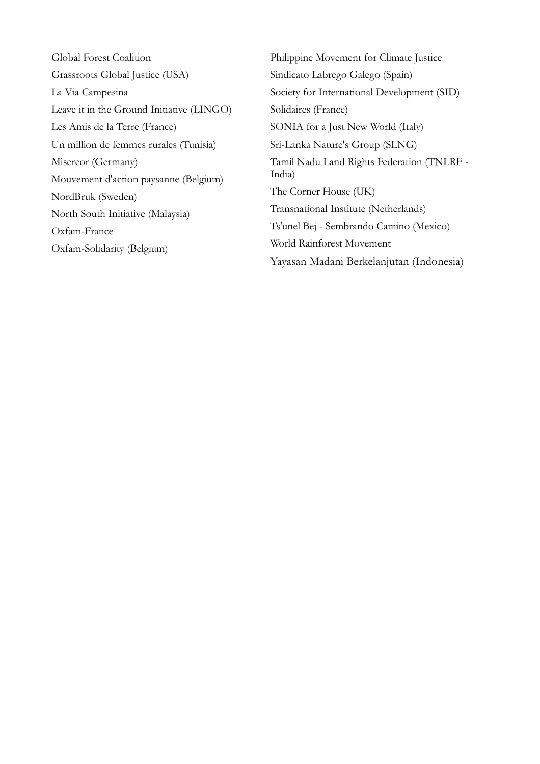Global Forest Coalition

Grassroots Global Justice (USA)

La Via Campesina

Leave it in the Ground Initiative (LINGO)

Les Amis de la Terre (France)

Un million de femmes rurales (Tunisia)

Misereor (Germany)

Mouvement d'action paysanne (Belgium)

NordBruk (Sweden)

North South Initiative (Malaysia)

Oxfam-France

Oxfam-Solidarity (Belgium)

Philippine Movement for Climate Justice

Sindicato Labrego Galego (Spain)

Society for International Development (SID)

Solidaires (France)

SONIA for a Just New World (Italy)

Sri-Lanka Nature's Group (SLNG)

Tamil Nadu Land Rights Federation (TNLRF - India)

The Corner House (UK)

Transnational Institute (Netherlands)

Ts'unel Bej - Sembrando Camino (Mexico)

World Rainforest Movement

Yayasan Madani Berkelanjutan (Indonesia)